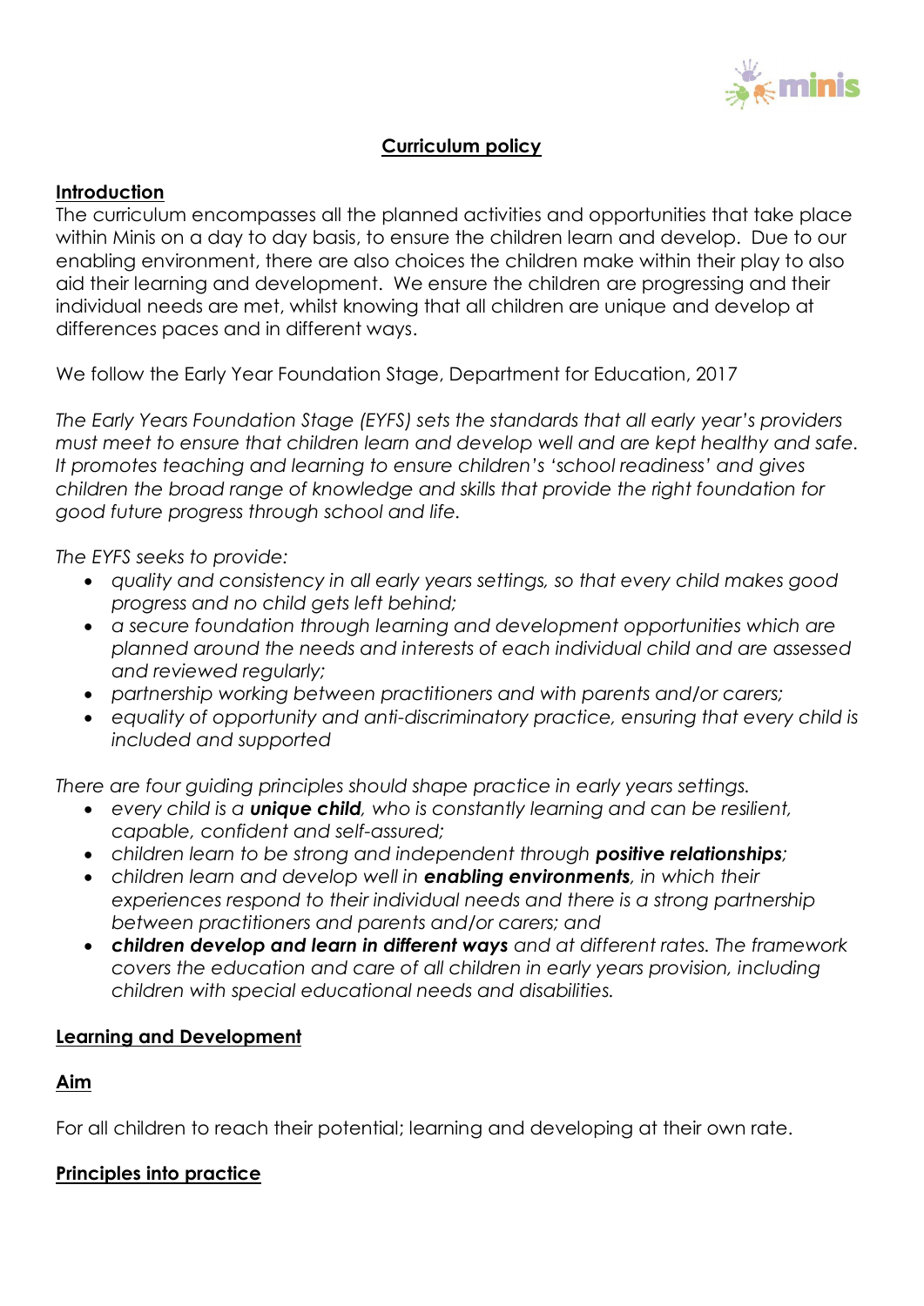# **Curriculum policy**

## **Introduction**

The curriculum encompasses all the planned activities and opportunities that take place within Minis on a day to day basis, to ensure the children learn and develop. Due to our enabling environment, there are also choices the children make within their play to also aid their learning and development. We ensure the children are progressing and their individual needs are met, whilst knowing that all children are unique and develop at differences paces and in different ways.

We follow the Early Year Foundation Stage, Department for Education, 2017

*The Early Years Foundation Stage (EYFS) sets the standards that all early year's providers must meet to ensure that children learn and develop well and are kept healthy and safe. It promotes teaching and learning to ensure children's 'school readiness' and gives children the broad range of knowledge and skills that provide the right foundation for good future progress through school and life.*

*The EYFS seeks to provide:*

- *quality and consistency in all early years settings, so that every child makes good progress and no child gets left behind;*
- *a secure foundation through learning and development opportunities which are planned around the needs and interests of each individual child and are assessed and reviewed regularly;*
- *partnership working between practitioners and with parents and/or carers;*
- *equality of opportunity and anti-discriminatory practice, ensuring that every child is included and supported*

*There are four guiding principles should shape practice in early years settings.*

- *every child is a **unique child**, who is constantly learning and can be resilient, capable, confident and self-assured;*
- *children learn to be strong and independent through **positive relationships**;*
- *children learn and develop well in **enabling environments**, in which their experiences respond to their individual needs and there is a strong partnership between practitioners and parents and/or carers; and*
- ***children develop and learn in different ways** and at different rates. The framework covers the education and care of all children in early years provision, including children with special educational needs and disabilities.*

## **Learning and Development**

### **Aim**

For all children to reach their potential; learning and developing at their own rate.

### **Principles into practice**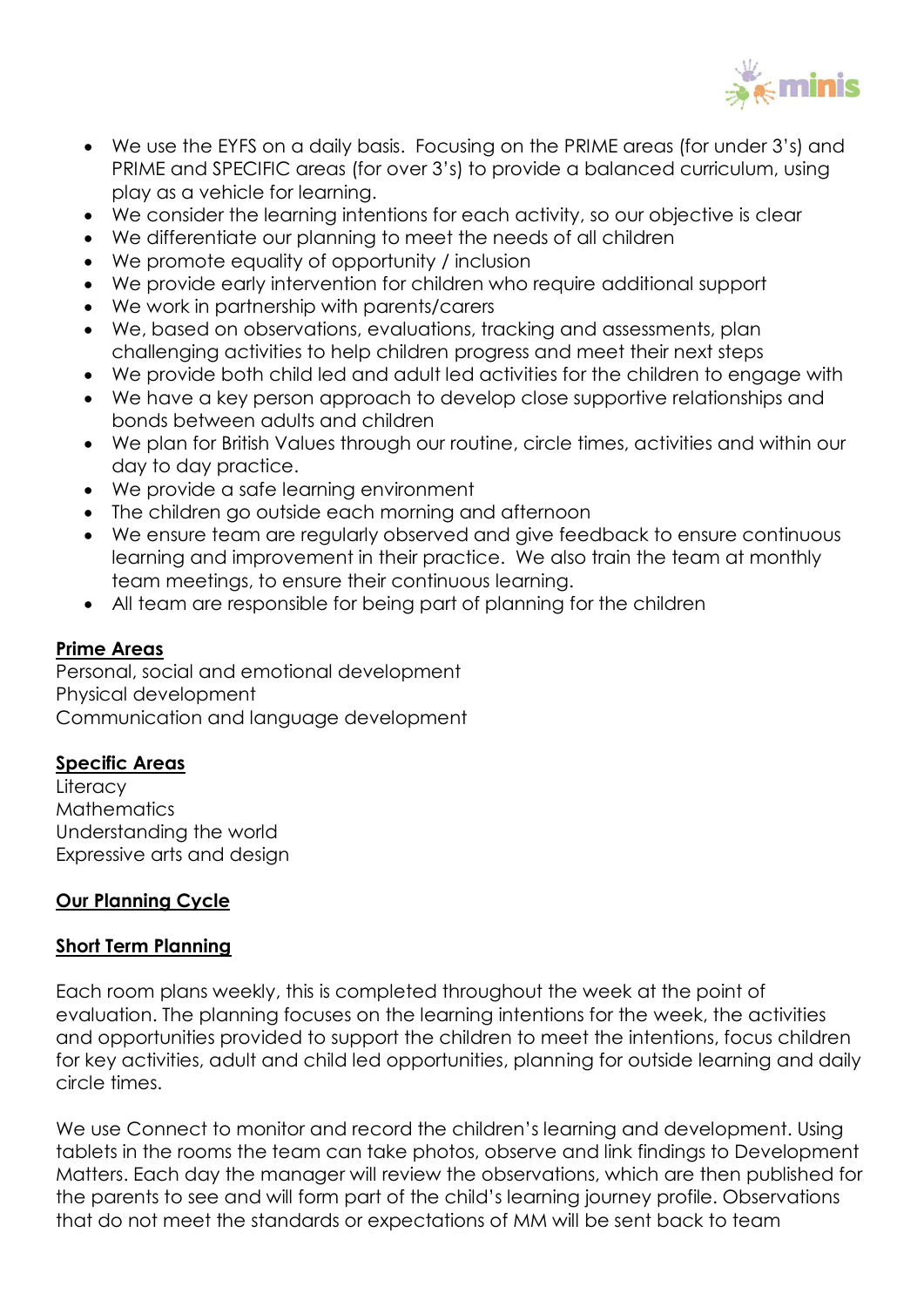- We use the EYFS on a daily basis. Focusing on the PRIME areas (for under 3's) and PRIME and SPECIFIC areas (for over 3's) to provide a balanced curriculum, using play as a vehicle for learning.
- We consider the learning intentions for each activity, so our objective is clear
- We differentiate our planning to meet the needs of all children
- We promote equality of opportunity / inclusion
- We provide early intervention for children who require additional support
- We work in partnership with parents/carers
- We, based on observations, evaluations, tracking and assessments, plan challenging activities to help children progress and meet their next steps
- We provide both child led and adult led activities for the children to engage with
- We have a key person approach to develop close supportive relationships and bonds between adults and children
- We plan for British Values through our routine, circle times, activities and within our day to day practice.
- We provide a safe learning environment
- The children go outside each morning and afternoon
- We ensure team are regularly observed and give feedback to ensure continuous learning and improvement in their practice. We also train the team at monthly team meetings, to ensure their continuous learning.
- All team are responsible for being part of planning for the children

**Prime Areas**

Personal, social and emotional development
Physical development
Communication and language development

**Specific Areas**

Literacy
Mathematics
Understanding the world
Expressive arts and design

## Our Planning Cycle

### Short Term Planning

Each room plans weekly, this is completed throughout the week at the point of evaluation. The planning focuses on the learning intentions for the week, the activities and opportunities provided to support the children to meet the intentions, focus children for key activities, adult and child led opportunities, planning for outside learning and daily circle times.

We use Connect to monitor and record the children's learning and development. Using tablets in the rooms the team can take photos, observe and link findings to Development Matters. Each day the manager will review the observations, which are then published for the parents to see and will form part of the child's learning journey profile. Observations that do not meet the standards or expectations of MM will be sent back to team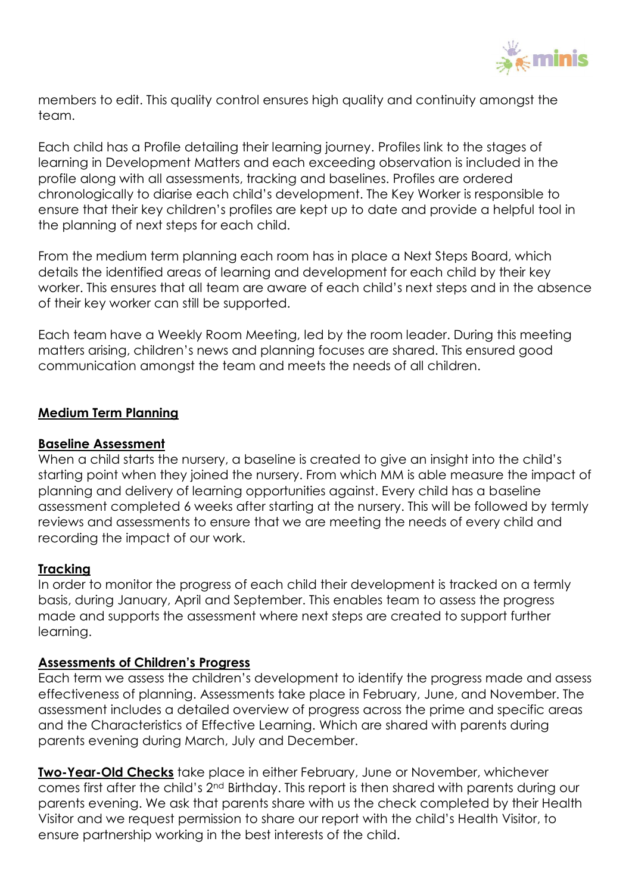members to edit. This quality control ensures high quality and continuity amongst the team.

Each child has a Profile detailing their learning journey. Profiles link to the stages of learning in Development Matters and each exceeding observation is included in the profile along with all assessments, tracking and baselines. Profiles are ordered chronologically to diarise each child's development. The Key Worker is responsible to ensure that their key children's profiles are kept up to date and provide a helpful tool in the planning of next steps for each child.

From the medium term planning each room has in place a Next Steps Board, which details the identified areas of learning and development for each child by their key worker. This ensures that all team are aware of each child's next steps and in the absence of their key worker can still be supported.

Each team have a Weekly Room Meeting, led by the room leader. During this meeting matters arising, children's news and planning focuses are shared. This ensured good communication amongst the team and meets the needs of all children.

## Medium Term Planning

### Baseline Assessment

When a child starts the nursery, a baseline is created to give an insight into the child's starting point when they joined the nursery. From which MM is able measure the impact of planning and delivery of learning opportunities against. Every child has a baseline assessment completed 6 weeks after starting at the nursery. This will be followed by termly reviews and assessments to ensure that we are meeting the needs of every child and recording the impact of our work.

### Tracking

In order to monitor the progress of each child their development is tracked on a termly basis, during January, April and September. This enables team to assess the progress made and supports the assessment where next steps are created to support further learning.

### Assessments of Children's Progress

Each term we assess the children's development to identify the progress made and assess effectiveness of planning. Assessments take place in February, June, and November. The assessment includes a detailed overview of progress across the prime and specific areas and the Characteristics of Effective Learning. Which are shared with parents during parents evening during March, July and December.

**Two-Year-Old Checks** take place in either February, June or November, whichever comes first after the child's 2nd Birthday. This report is then shared with parents during our parents evening. We ask that parents share with us the check completed by their Health Visitor and we request permission to share our report with the child's Health Visitor, to ensure partnership working in the best interests of the child.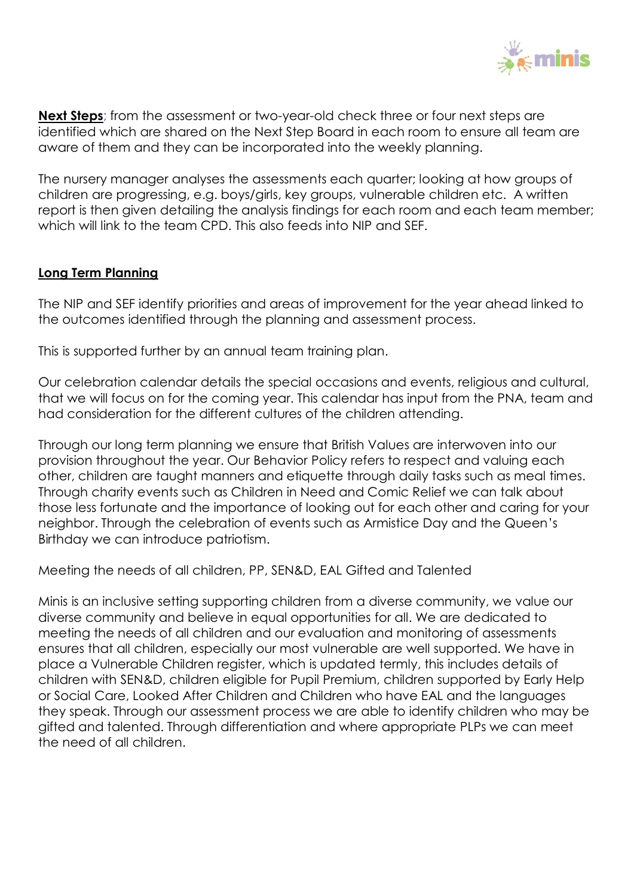**Next Steps**; from the assessment or two-year-old check three or four next steps are identified which are shared on the Next Step Board in each room to ensure all team are aware of them and they can be incorporated into the weekly planning.

The nursery manager analyses the assessments each quarter; looking at how groups of children are progressing, e.g. boys/girls, key groups, vulnerable children etc. A written report is then given detailing the analysis findings for each room and each team member; which will link to the team CPD. This also feeds into NIP and SEF.

## Long Term Planning

The NIP and SEF identify priorities and areas of improvement for the year ahead linked to the outcomes identified through the planning and assessment process.

This is supported further by an annual team training plan.

Our celebration calendar details the special occasions and events, religious and cultural, that we will focus on for the coming year. This calendar has input from the PNA, team and had consideration for the different cultures of the children attending.

Through our long term planning we ensure that British Values are interwoven into our provision throughout the year. Our Behavior Policy refers to respect and valuing each other, children are taught manners and etiquette through daily tasks such as meal times. Through charity events such as Children in Need and Comic Relief we can talk about those less fortunate and the importance of looking out for each other and caring for your neighbor. Through the celebration of events such as Armistice Day and the Queen's Birthday we can introduce patriotism.

Meeting the needs of all children, PP, SEN&D, EAL Gifted and Talented

Minis is an inclusive setting supporting children from a diverse community, we value our diverse community and believe in equal opportunities for all. We are dedicated to meeting the needs of all children and our evaluation and monitoring of assessments ensures that all children, especially our most vulnerable are well supported. We have in place a Vulnerable Children register, which is updated termly, this includes details of children with SEN&D, children eligible for Pupil Premium, children supported by Early Help or Social Care, Looked After Children and Children who have EAL and the languages they speak. Through our assessment process we are able to identify children who may be gifted and talented. Through differentiation and where appropriate PLPs we can meet the need of all children.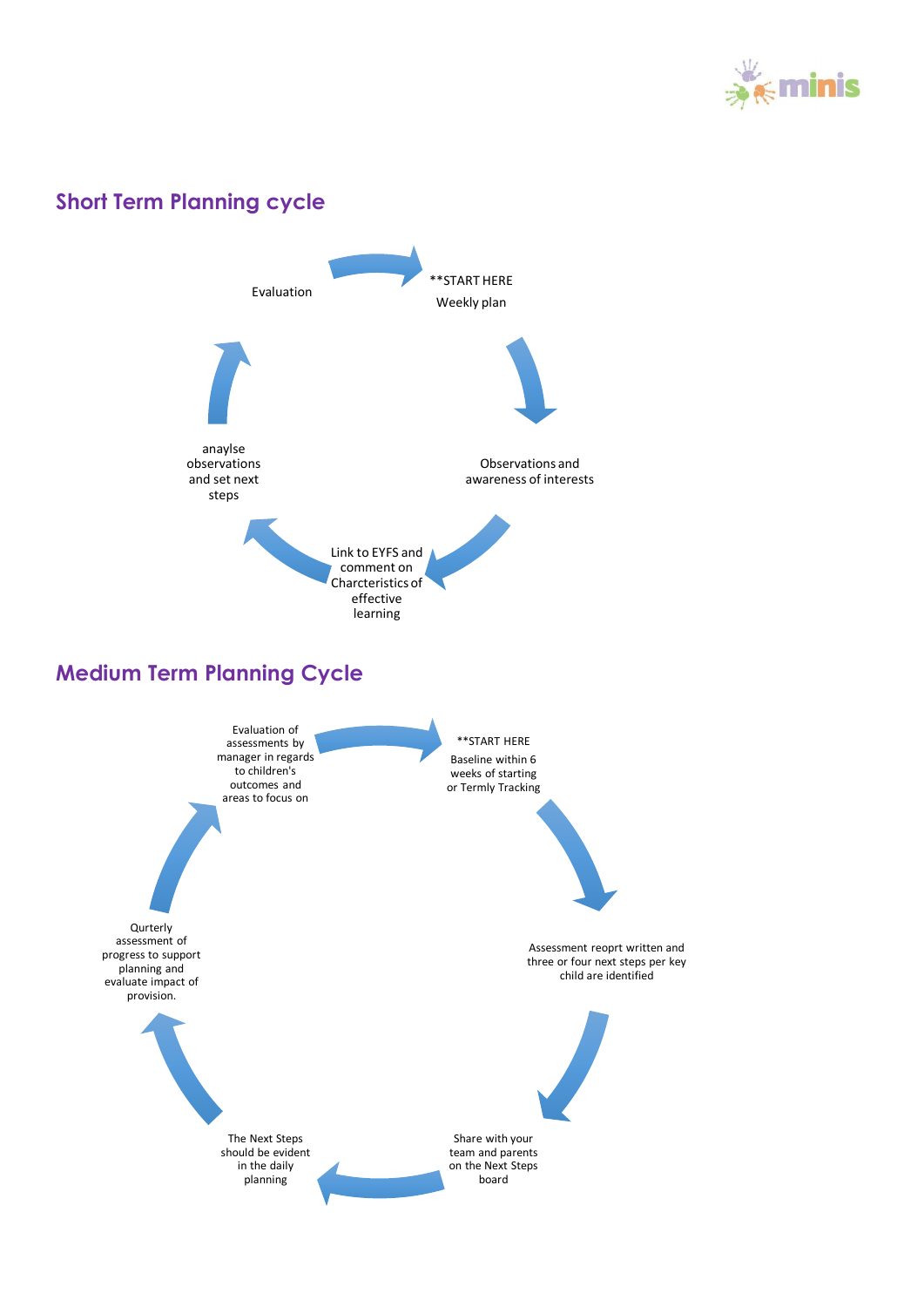## Short Term Planning cycle

**START HERE
Weekly plan

Observations and awareness of interests

Link to EYFS and comment on Charcteristics of effective learning

anaylse observations and set next steps

Evaluation

## Medium Term Planning Cycle

**START HERE
Baseline within 6 weeks of starting or Termly Tracking

Assessment reoprt written and three or four next steps per key child are identified

Share with your team and parents on the Next Steps board

The Next Steps should be evident in the daily planning

Qurterly assessment of progress to support planning and evaluate impact of provision.

Evaluation of assessments by manager in regards to children's outcomes and areas to focus on